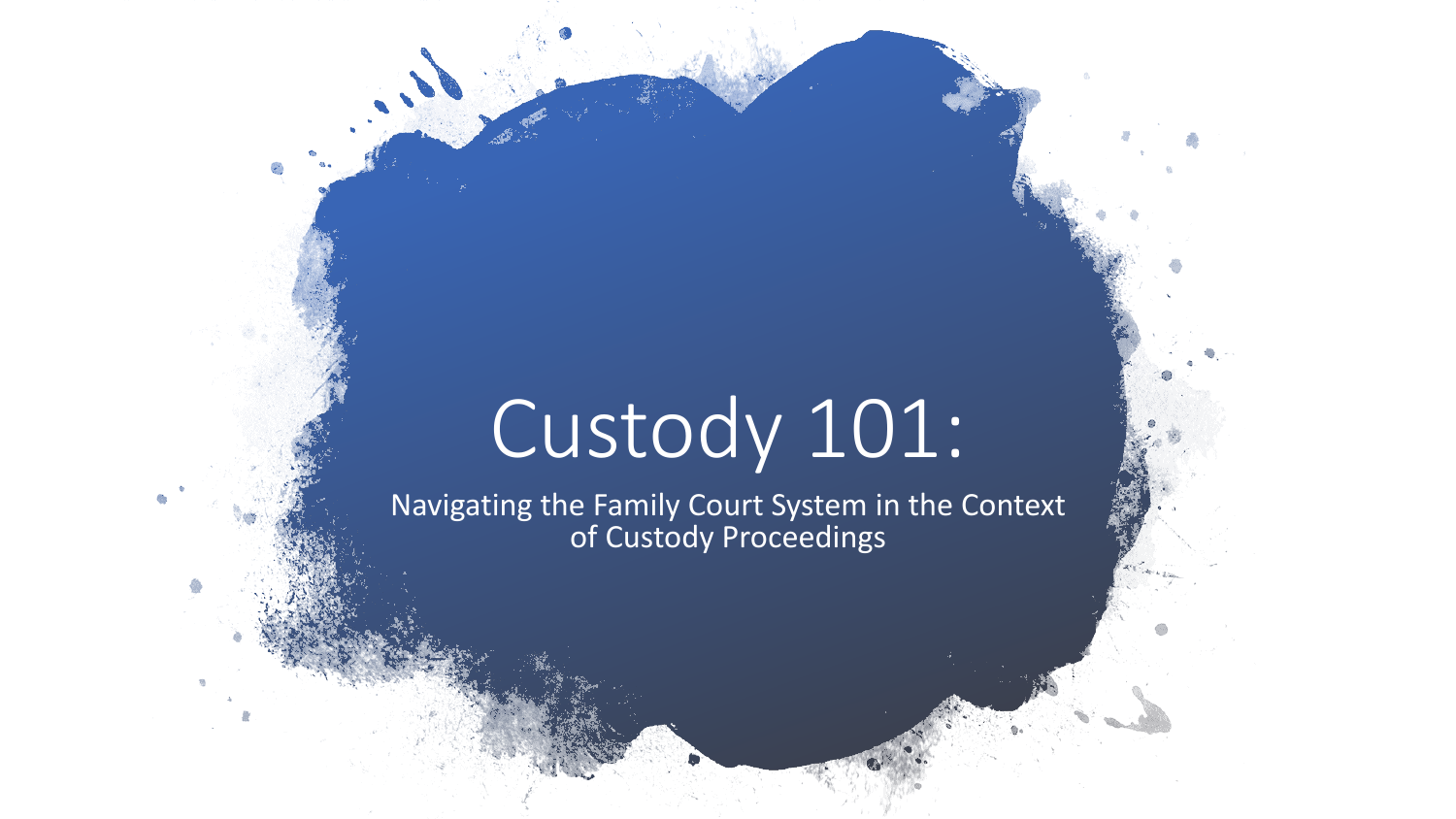# Custody 101:

Navigating the Family Court System in the Context of Custody Proceedings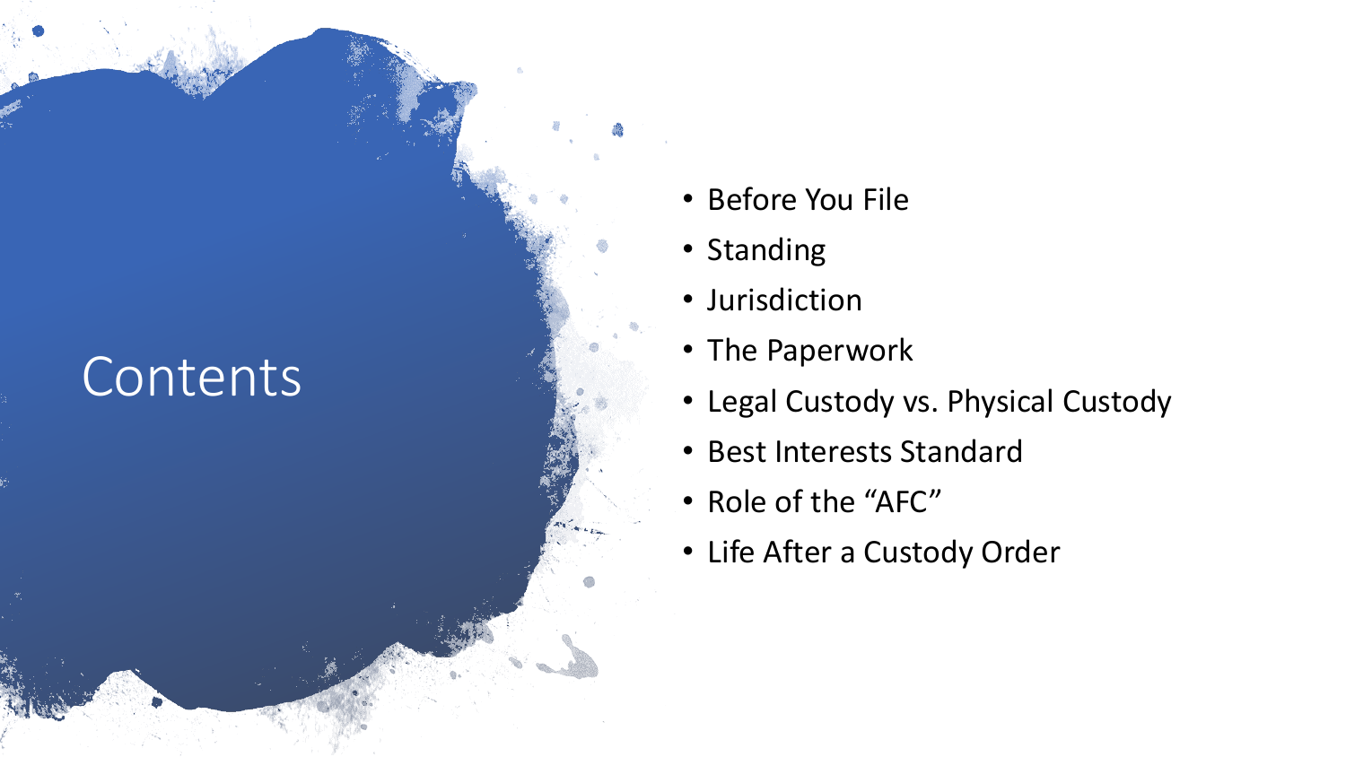# Contents

- Before You File
- Standing
- Jurisdiction
- The Paperwork
- Legal Custody vs. Physical Custody
- Best Interests Standard
- Role of the “AFC”
- Life After a Custody Order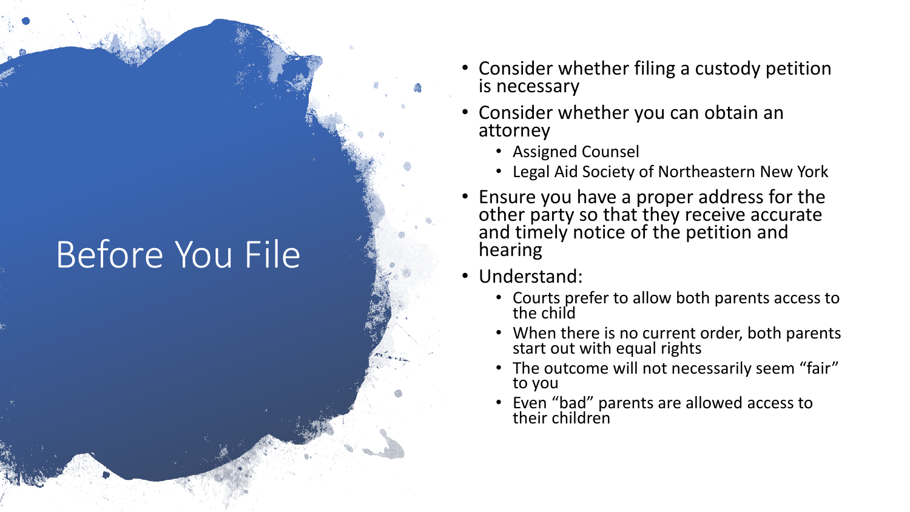# Before You File

- Consider whether filing a custody petition is necessary
- Consider whether you can obtain an attorney
  - Assigned Counsel
  - Legal Aid Society of Northeastern New York
- Ensure you have a proper address for the other party so that they receive accurate and timely notice of the petition and hearing
- Understand:
  - Courts prefer to allow both parents access to the child
  - When there is no current order, both parents start out with equal rights
  - The outcome will not necessarily seem "fair" to you
  - Even "bad" parents are allowed access to their children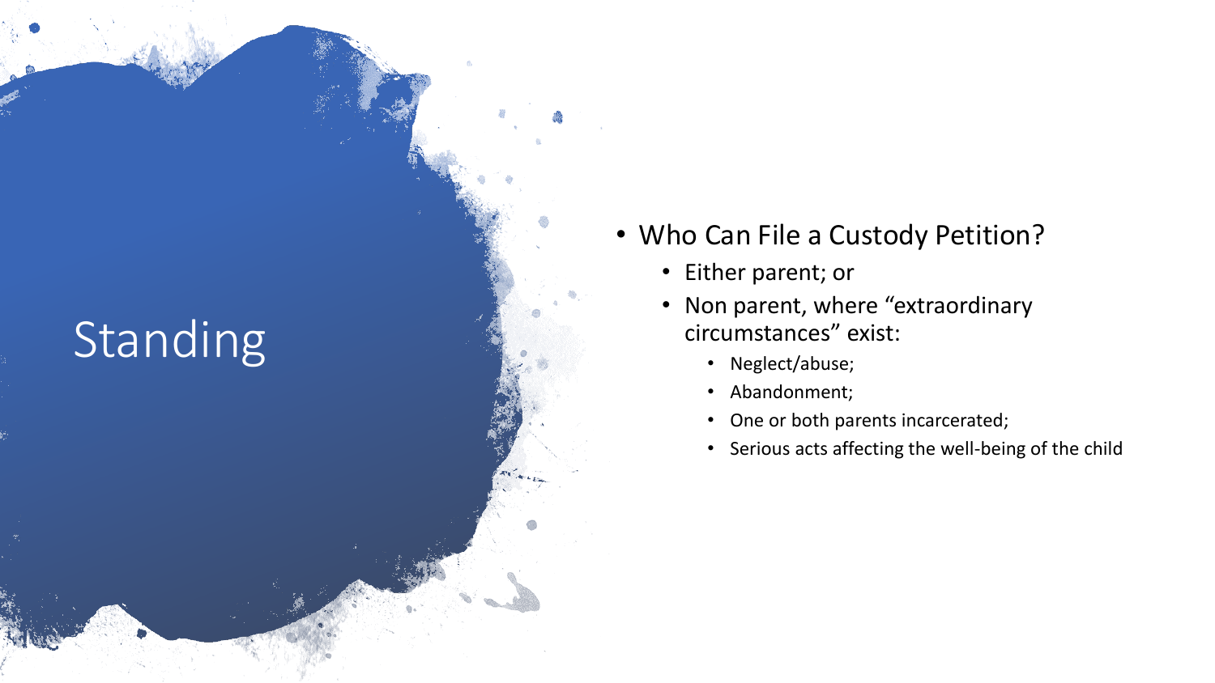# Standing

- Who Can File a Custody Petition?
  - Either parent; or
  - Non parent, where “extraordinary circumstances” exist:
    - Neglect/abuse;
    - Abandonment;
    - One or both parents incarcerated;
    - Serious acts affecting the well-being of the child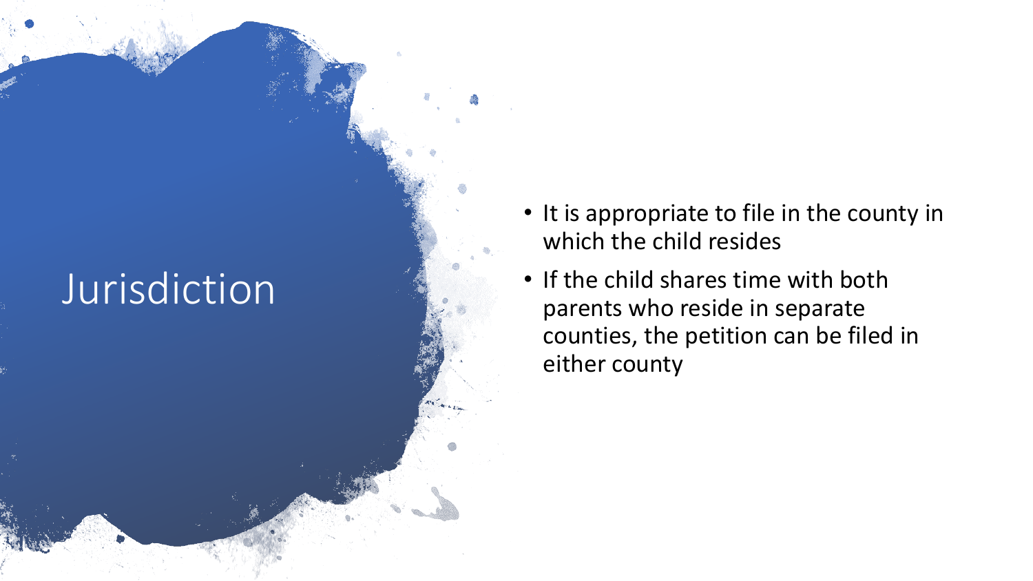# Jurisdiction

- It is appropriate to file in the county in which the child resides
- If the child shares time with both parents who reside in separate counties, the petition can be filed in either county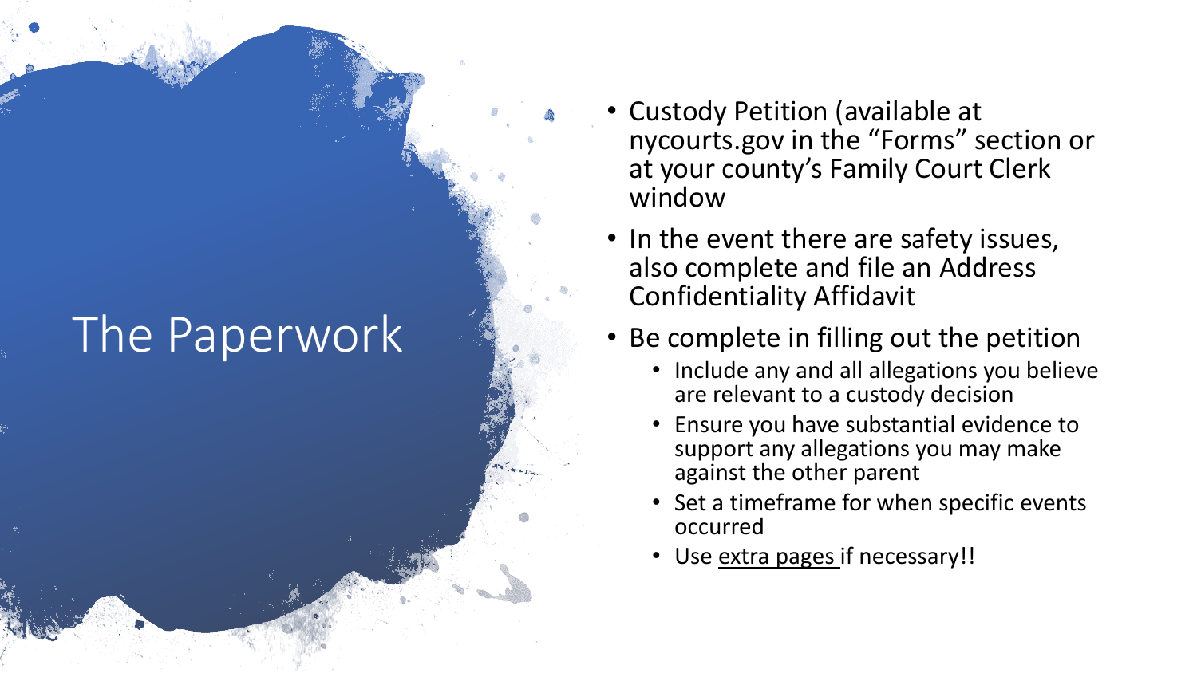# The Paperwork

- Custody Petition (available at nycourts.gov in the "Forms" section or at your county's Family Court Clerk window
- In the event there are safety issues, also complete and file an Address Confidentiality Affidavit
- Be complete in filling out the petition
  - Include any and all allegations you believe are relevant to a custody decision
  - Ensure you have substantial evidence to support any allegations you may make against the other parent
  - Set a timeframe for when specific events occurred
  - Use <u>extra pages</u> if necessary!!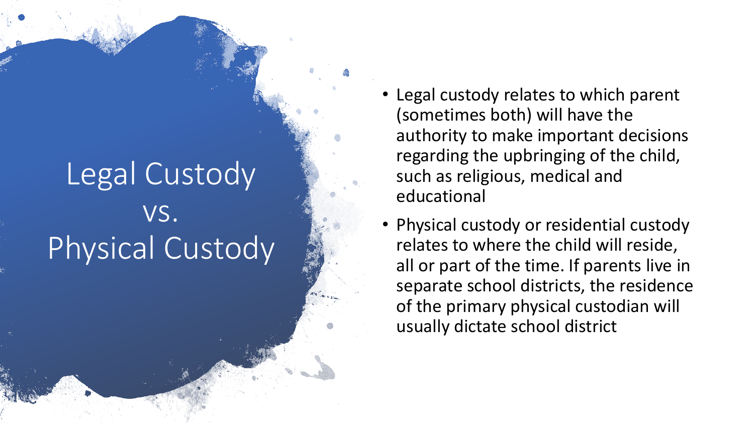# Legal Custody vs. Physical Custody

- Legal custody relates to which parent (sometimes both) will have the authority to make important decisions regarding the upbringing of the child, such as religious, medical and educational
- Physical custody or residential custody relates to where the child will reside, all or part of the time. If parents live in separate school districts, the residence of the primary physical custodian will usually dictate school district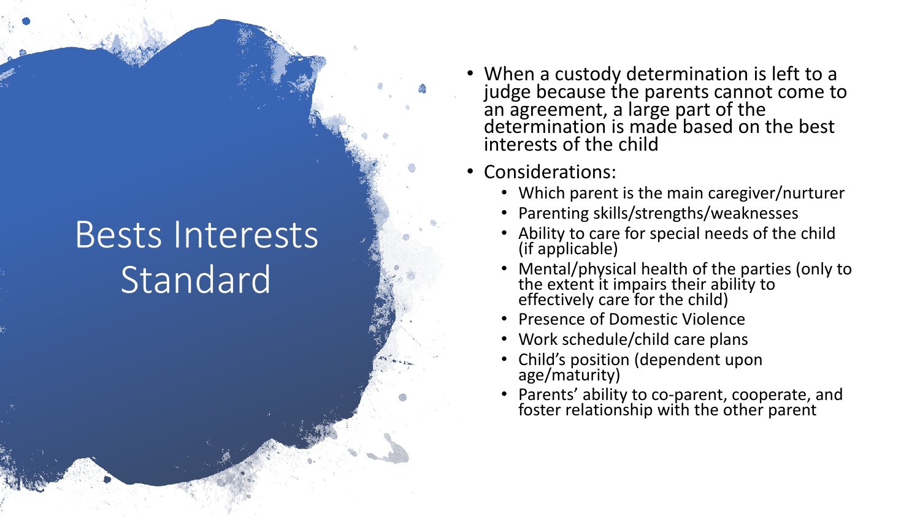# Bests Interests Standard

- When a custody determination is left to a judge because the parents cannot come to an agreement, a large part of the determination is made based on the best interests of the child
- Considerations:
  - Which parent is the main caregiver/nurturer
  - Parenting skills/strengths/weaknesses
  - Ability to care for special needs of the child (if applicable)
  - Mental/physical health of the parties (only to the extent it impairs their ability to effectively care for the child)
  - Presence of Domestic Violence
  - Work schedule/child care plans
  - Child's position (dependent upon age/maturity)
  - Parents' ability to co-parent, cooperate, and foster relationship with the other parent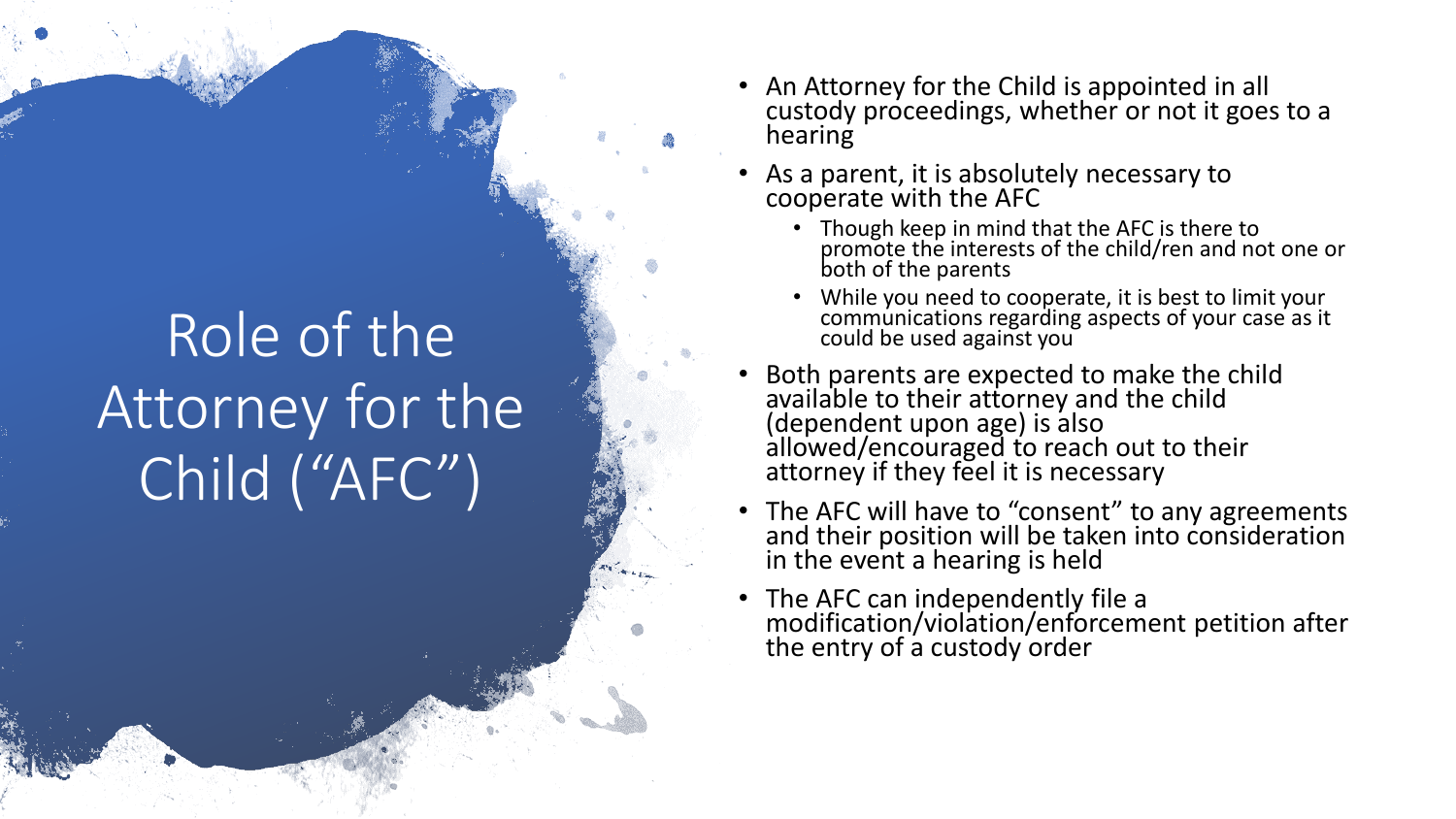# Role of the Attorney for the Child ("AFC")

- An Attorney for the Child is appointed in all custody proceedings, whether or not it goes to a hearing
- As a parent, it is absolutely necessary to cooperate with the AFC
  - Though keep in mind that the AFC is there to promote the interests of the child/ren and not one or both of the parents
  - While you need to cooperate, it is best to limit your communications regarding aspects of your case as it could be used against you
- Both parents are expected to make the child available to their attorney and the child (dependent upon age) is also allowed/encouraged to reach out to their attorney if they feel it is necessary
- The AFC will have to "consent" to any agreements and their position will be taken into consideration in the event a hearing is held
- The AFC can independently file a modification/violation/enforcement petition after the entry of a custody order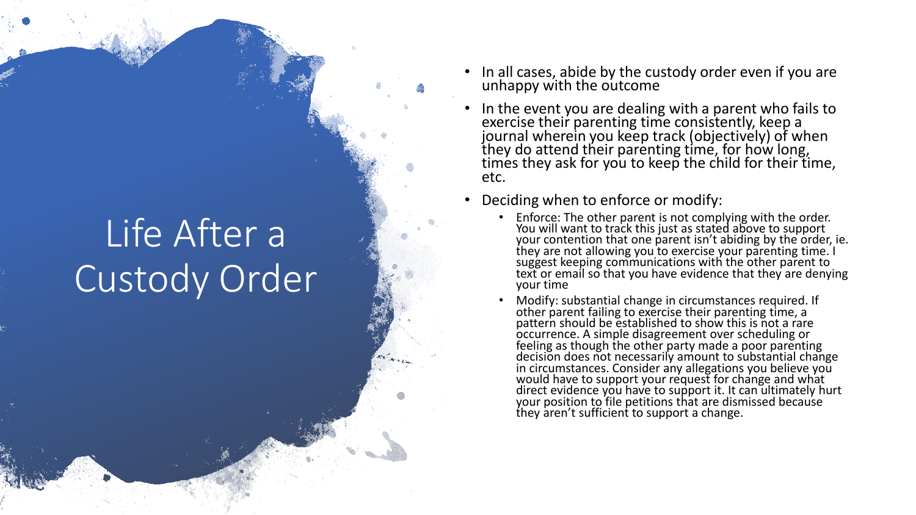# Life After a Custody Order

- In all cases, abide by the custody order even if you are unhappy with the outcome
- In the event you are dealing with a parent who fails to exercise their parenting time consistently, keep a journal wherein you keep track (objectively) of when they do attend their parenting time, for how long, times they ask for you to keep the child for their time, etc.
- Deciding when to enforce or modify:
  - Enforce: The other parent is not complying with the order. You will want to track this just as stated above to support your contention that one parent isn't abiding by the order, ie. they are not allowing you to exercise your parenting time. I suggest keeping communications with the other parent to text or email so that you have evidence that they are denying your time
  - Modify: substantial change in circumstances required. If other parent failing to exercise their parenting time, a pattern should be established to show this is not a rare occurrence. A simple disagreement over scheduling or feeling as though the other party made a poor parenting decision does not necessarily amount to substantial change in circumstances. Consider any allegations you believe you would have to support your request for change and what direct evidence you have to support it. It can ultimately hurt your position to file petitions that are dismissed because they aren't sufficient to support a change.